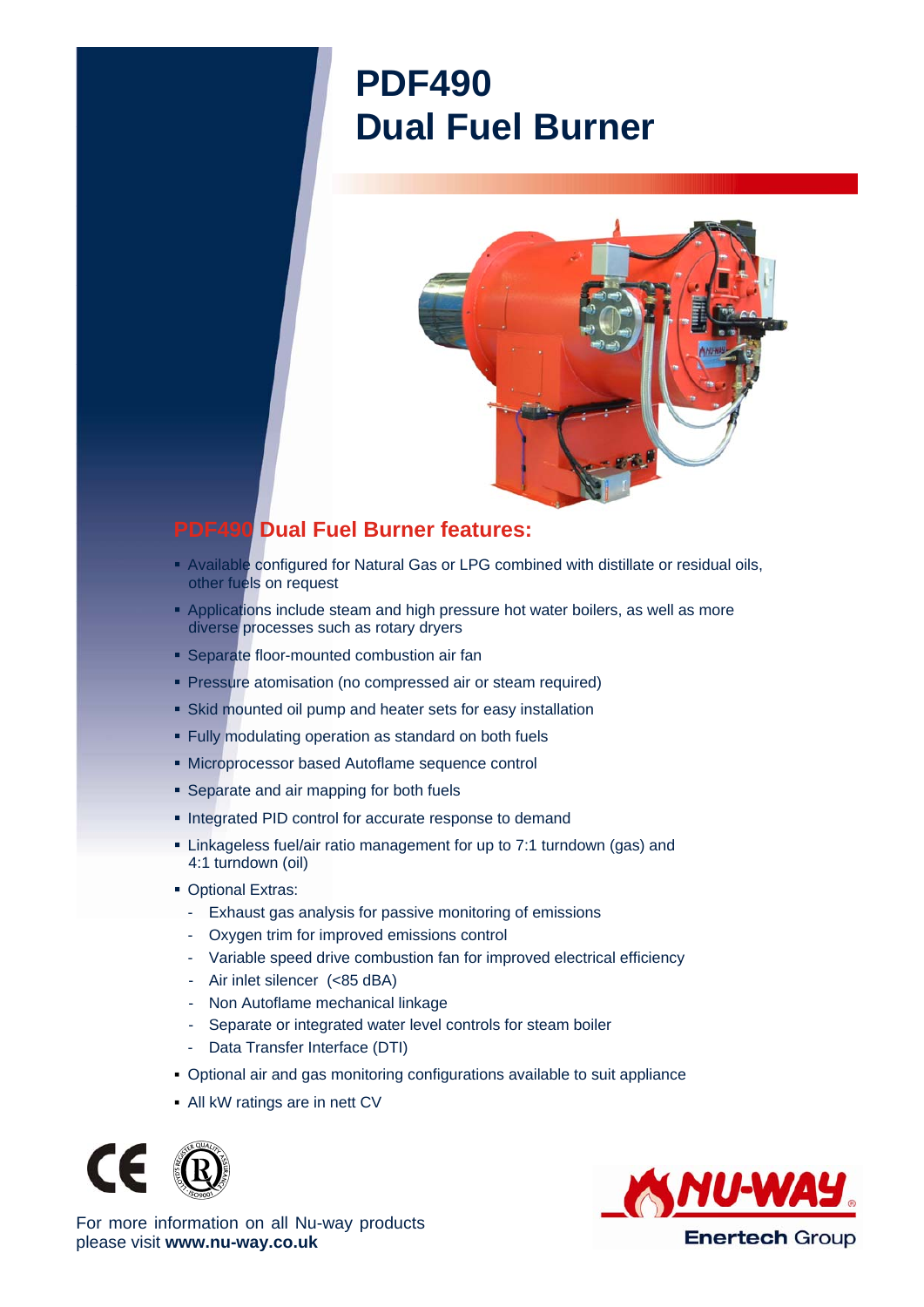# PDF490 Dual Fuel Burner

## PDF490 Dual Fuel Burner features:

- Available configured for Natural Gas or LPG combined with distillate or residual oils, other fuels on request
- Applications include steam and high pressure hot water boilers, as well as more diverse processes such as rotary dryers
- Separate floor-mounted combustion air fan
- Pressure atomisation (no compressed air or steam required)
- Skid mounted oil pump and heater sets for easy installation
- Fully modulating operation as standard on both fuels
- Microprocessor based Autoflame sequence control
- Separate and air mapping for both fuels
- Integrated PID control for accurate response to demand
- Linkageless fuel/air ratio management for up to 7:1 turndown (gas) and 4:1 turndown (oil)
- Optional Extras:
  - Exhaust gas analysis for passive monitoring of emissions
  - Oxygen trim for improved emissions control
  - Variable speed drive combustion fan for improved electrical efficiency
  - Air inlet silencer (<85 dBA)
  - Non Autoflame mechanical linkage
  - Separate or integrated water level controls for steam boiler
  - Data Transfer Interface (DTI)
- Optional air and gas monitoring configurations available to suit appliance
- All kW ratings are in nett CV

For more information on all Nu-way products please visit **www.nu-way.co.uk**

NU-WAY® Enertech Group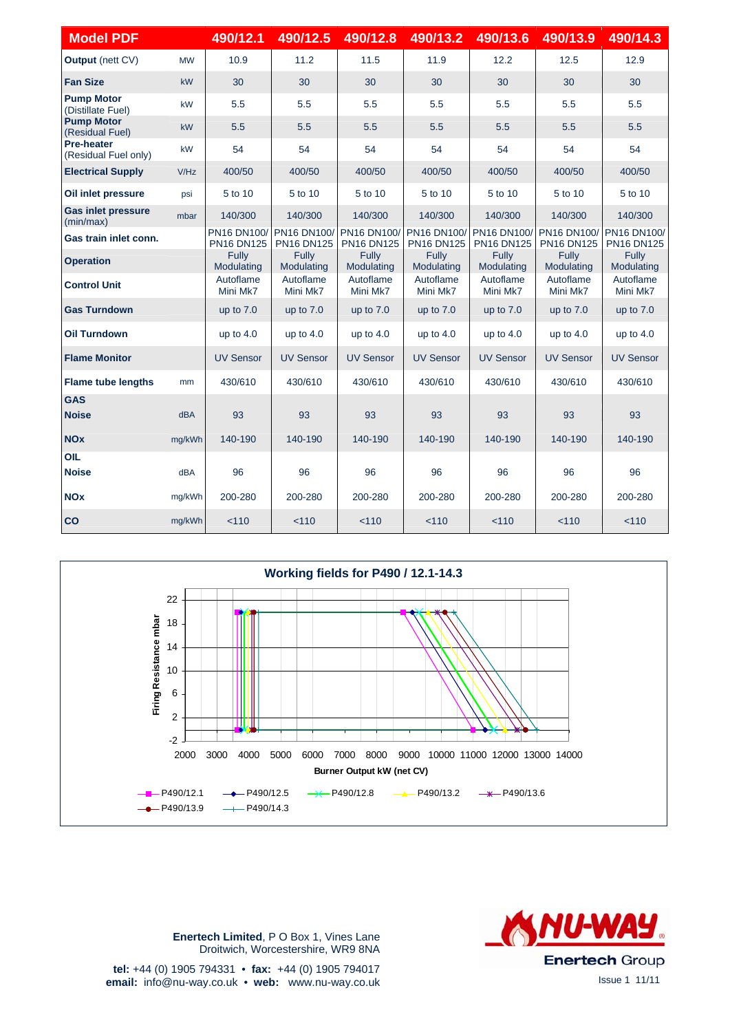| Model PDF | | 490/12.1 | 490/12.5 | 490/12.8 | 490/13.2 | 490/13.6 | 490/13.9 | 490/14.3 |
|---|---|---|---|---|---|---|---|---|
| **Output** (nett CV) | MW | 10.9 | 11.2 | 11.5 | 11.9 | 12.2 | 12.5 | 12.9 |
| **Fan Size** | kW | 30 | 30 | 30 | 30 | 30 | 30 | 30 |
| **Pump Motor** (Distillate Fuel) | kW | 5.5 | 5.5 | 5.5 | 5.5 | 5.5 | 5.5 | 5.5 |
| **Pump Motor** (Residual Fuel) | kW | 5.5 | 5.5 | 5.5 | 5.5 | 5.5 | 5.5 | 5.5 |
| **Pre-heater** (Residual Fuel only) | kW | 54 | 54 | 54 | 54 | 54 | 54 | 54 |
| **Electrical Supply** | V/Hz | 400/50 | 400/50 | 400/50 | 400/50 | 400/50 | 400/50 | 400/50 |
| **Oil inlet pressure** | psi | 5 to 10 | 5 to 10 | 5 to 10 | 5 to 10 | 5 to 10 | 5 to 10 | 5 to 10 |
| **Gas inlet pressure** (min/max) | mbar | 140/300 | 140/300 | 140/300 | 140/300 | 140/300 | 140/300 | 140/300 |
| **Gas train inlet conn.** | | PN16 DN100/ PN16 DN125 | PN16 DN100/ PN16 DN125 | PN16 DN100/ PN16 DN125 | PN16 DN100/ PN16 DN125 | PN16 DN100/ PN16 DN125 | PN16 DN100/ PN16 DN125 | PN16 DN100/ PN16 DN125 |
| **Operation** | | Fully Modulating | Fully Modulating | Fully Modulating | Fully Modulating | Fully Modulating | Fully Modulating | Fully Modulating |
| **Control Unit** | | Autoflame Mini Mk7 | Autoflame Mini Mk7 | Autoflame Mini Mk7 | Autoflame Mini Mk7 | Autoflame Mini Mk7 | Autoflame Mini Mk7 | Autoflame Mini Mk7 |
| **Gas Turndown** | | up to 7.0 | up to 7.0 | up to 7.0 | up to 7.0 | up to 7.0 | up to 7.0 | up to 7.0 |
| **Oil Turndown** | | up to 4.0 | up to 4.0 | up to 4.0 | up to 4.0 | up to 4.0 | up to 4.0 | up to 4.0 |
| **Flame Monitor** | | UV Sensor | UV Sensor | UV Sensor | UV Sensor | UV Sensor | UV Sensor | UV Sensor |
| **Flame tube lengths** | mm | 430/610 | 430/610 | 430/610 | 430/610 | 430/610 | 430/610 | 430/610 |
| **GAS** | | | | | | | | |
| **Noise** | dBA | 93 | 93 | 93 | 93 | 93 | 93 | 93 |
| **NOx** | mg/kWh | 140-190 | 140-190 | 140-190 | 140-190 | 140-190 | 140-190 | 140-190 |
| **OIL** | | | | | | | | |
| **Noise** | dBA | 96 | 96 | 96 | 96 | 96 | 96 | 96 |
| **NOx** | mg/kWh | 200-280 | 200-280 | 200-280 | 200-280 | 200-280 | 200-280 | 200-280 |
| **CO** | mg/kWh | <110 | <110 | <110 | <110 | <110 | <110 | <110 |

**Working fields for P490 / 12.1-14.3**

Firing Resistance mbar

22, 18, 14, 10, 6, 2, -2

2000 3000 4000 5000 6000 7000 8000 9000 10000 11000 12000 13000 14000

Burner Output kW (net CV)

P490/12.1, P490/12.5, P490/12.8, P490/13.2, P490/13.6, P490/13.9, P490/14.3

**Enertech Limited**, P O Box 1, Vines Lane
Droitwich, Worcestershire, WR9 8NA

**tel:** +44 (0) 1905 794331 • **fax:** +44 (0) 1905 794017
**email:** info@nu-way.co.uk • **web:** www.nu-way.co.uk

NU-WAY
Enertech Group

Issue 1 11/11